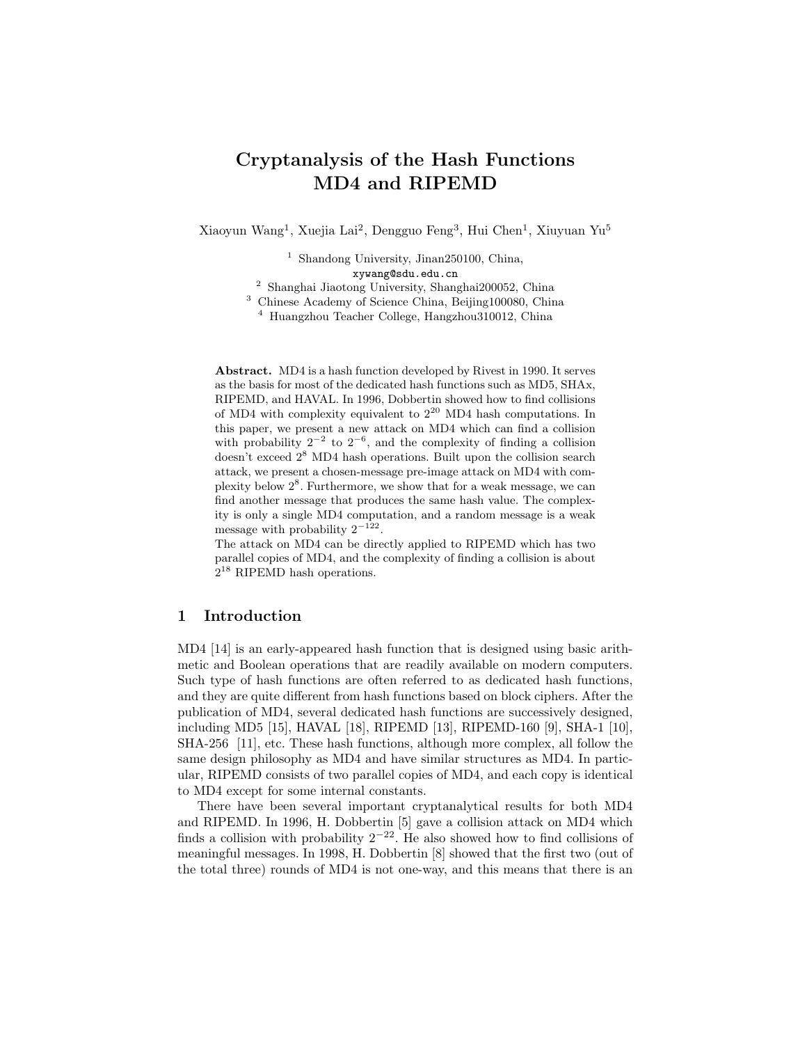# Cryptanalysis of the Hash Functions MD4 and RIPEMD

Xiaoyun Wang[1], Xuejia Lai[2], Dengguo Feng[3], Hui Chen[1], Xiuyuan Yu[5]

[1] Shandong University, Jinan250100, China,
xywang@sdu.edu.cn
[2] Shanghai Jiaotong University, Shanghai200052, China
[3] Chinese Academy of Science China, Beijing100080, China
[4] Huangzhou Teacher College, Hangzhou310012, China

**Abstract.** MD4 is a hash function developed by Rivest in 1990. It serves as the basis for most of the dedicated hash functions such as MD5, SHAx, RIPEMD, and HAVAL. In 1996, Dobbertin showed how to find collisions of MD4 with complexity equivalent to $2^{20}$ MD4 hash computations. In this paper, we present a new attack on MD4 which can find a collision with probability $2^{-2}$ to $2^{-6}$, and the complexity of finding a collision doesn't exceed $2^8$ MD4 hash operations. Built upon the collision search attack, we present a chosen-message pre-image attack on MD4 with complexity below $2^8$. Furthermore, we show that for a weak message, we can find another message that produces the same hash value. The complexity is only a single MD4 computation, and a random message is a weak message with probability $2^{-122}$.
The attack on MD4 can be directly applied to RIPEMD which has two parallel copies of MD4, and the complexity of finding a collision is about $2^{18}$ RIPEMD hash operations.

## 1 Introduction

MD4 [14] is an early-appeared hash function that is designed using basic arithmetic and Boolean operations that are readily available on modern computers. Such type of hash functions are often referred to as dedicated hash functions, and they are quite different from hash functions based on block ciphers. After the publication of MD4, several dedicated hash functions are successively designed, including MD5 [15], HAVAL [18], RIPEMD [13], RIPEMD-160 [9], SHA-1 [10], SHA-256 [11], etc. These hash functions, although more complex, all follow the same design philosophy as MD4 and have similar structures as MD4. In particular, RIPEMD consists of two parallel copies of MD4, and each copy is identical to MD4 except for some internal constants.

There have been several important cryptanalytical results for both MD4 and RIPEMD. In 1996, H. Dobbertin [5] gave a collision attack on MD4 which finds a collision with probability $2^{-22}$. He also showed how to find collisions of meaningful messages. In 1998, H. Dobbertin [8] showed that the first two (out of the total three) rounds of MD4 is not one-way, and this means that there is an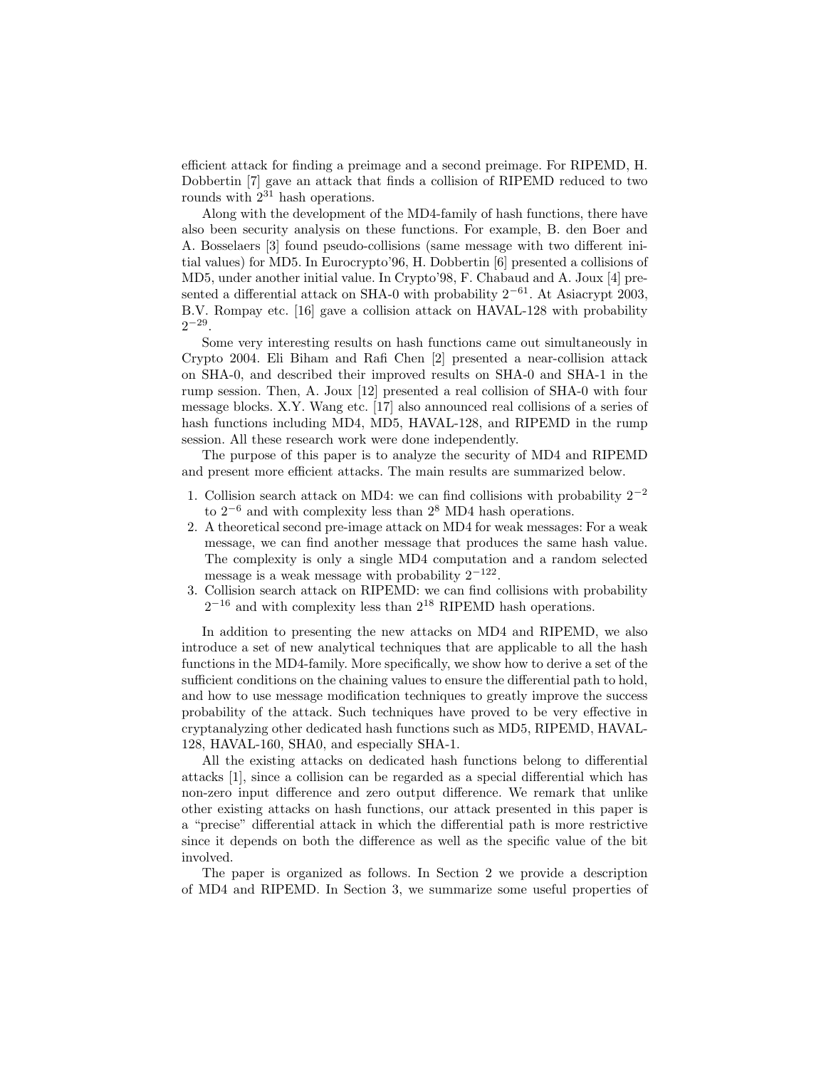efficient attack for finding a preimage and a second preimage. For RIPEMD, H. Dobbertin [7] gave an attack that finds a collision of RIPEMD reduced to two rounds with $2^{31}$ hash operations.

Along with the development of the MD4-family of hash functions, there have also been security analysis on these functions. For example, B. den Boer and A. Bosselaers [3] found pseudo-collisions (same message with two different initial values) for MD5. In Eurocrypto'96, H. Dobbertin [6] presented a collisions of MD5, under another initial value. In Crypto'98, F. Chabaud and A. Joux [4] presented a differential attack on SHA-0 with probability $2^{-61}$. At Asiacrypt 2003, B.V. Rompay etc. [16] gave a collision attack on HAVAL-128 with probability $2^{-29}$.

Some very interesting results on hash functions came out simultaneously in Crypto 2004. Eli Biham and Rafi Chen [2] presented a near-collision attack on SHA-0, and described their improved results on SHA-0 and SHA-1 in the rump session. Then, A. Joux [12] presented a real collision of SHA-0 with four message blocks. X.Y. Wang etc. [17] also announced real collisions of a series of hash functions including MD4, MD5, HAVAL-128, and RIPEMD in the rump session. All these research work were done independently.

The purpose of this paper is to analyze the security of MD4 and RIPEMD and present more efficient attacks. The main results are summarized below.

1. Collision search attack on MD4: we can find collisions with probability $2^{-2}$ to $2^{-6}$ and with complexity less than $2^8$ MD4 hash operations.
2. A theoretical second pre-image attack on MD4 for weak messages: For a weak message, we can find another message that produces the same hash value. The complexity is only a single MD4 computation and a random selected message is a weak message with probability $2^{-122}$.
3. Collision search attack on RIPEMD: we can find collisions with probability $2^{-16}$ and with complexity less than $2^{18}$ RIPEMD hash operations.

In addition to presenting the new attacks on MD4 and RIPEMD, we also introduce a set of new analytical techniques that are applicable to all the hash functions in the MD4-family. More specifically, we show how to derive a set of the sufficient conditions on the chaining values to ensure the differential path to hold, and how to use message modification techniques to greatly improve the success probability of the attack. Such techniques have proved to be very effective in cryptanalyzing other dedicated hash functions such as MD5, RIPEMD, HAVAL-128, HAVAL-160, SHA0, and especially SHA-1.

All the existing attacks on dedicated hash functions belong to differential attacks [1], since a collision can be regarded as a special differential which has non-zero input difference and zero output difference. We remark that unlike other existing attacks on hash functions, our attack presented in this paper is a "precise" differential attack in which the differential path is more restrictive since it depends on both the difference as well as the specific value of the bit involved.

The paper is organized as follows. In Section 2 we provide a description of MD4 and RIPEMD. In Section 3, we summarize some useful properties of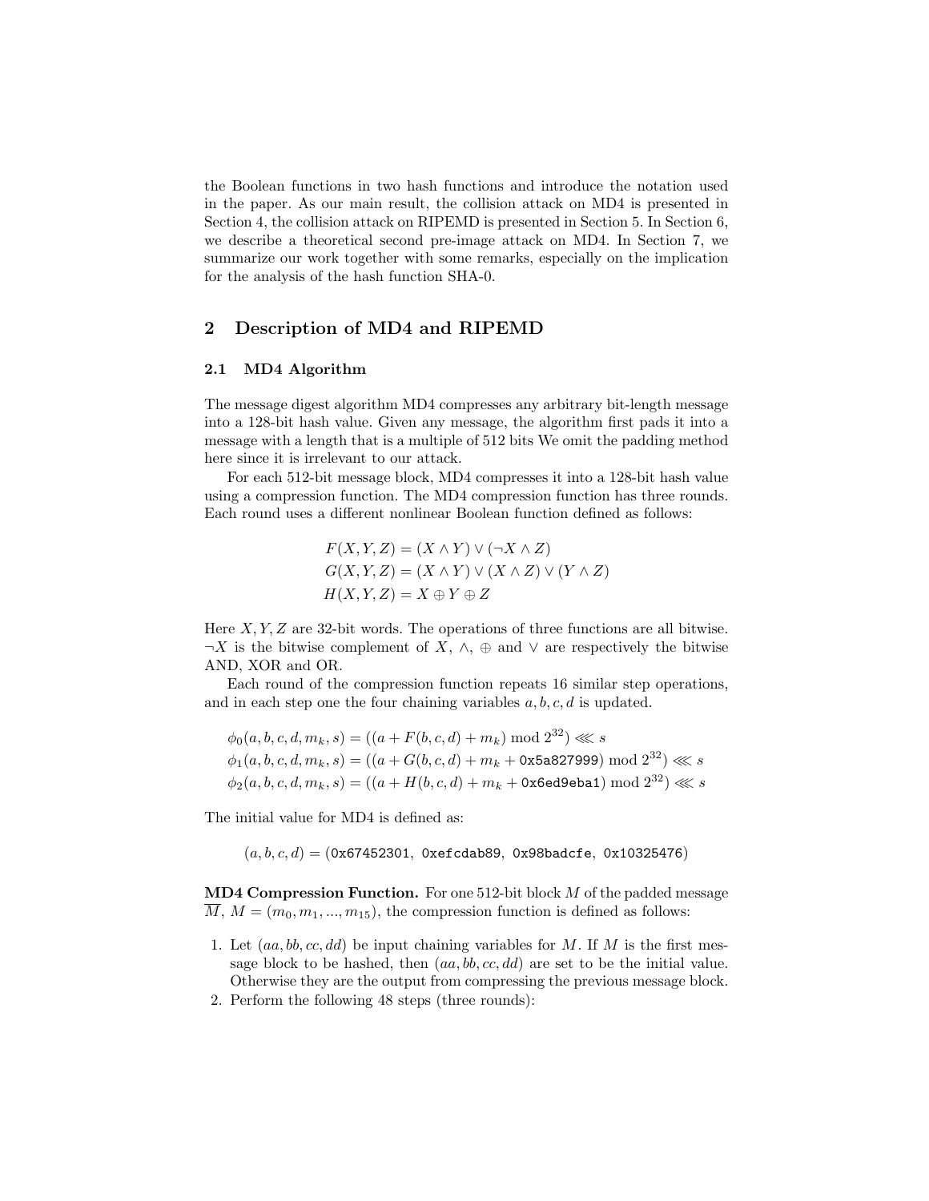the Boolean functions in two hash functions and introduce the notation used in the paper. As our main result, the collision attack on MD4 is presented in Section 4, the collision attack on RIPEMD is presented in Section 5. In Section 6, we describe a theoretical second pre-image attack on MD4. In Section 7, we summarize our work together with some remarks, especially on the implication for the analysis of the hash function SHA-0.

## 2 Description of MD4 and RIPEMD

### 2.1 MD4 Algorithm

The message digest algorithm MD4 compresses any arbitrary bit-length message into a 128-bit hash value. Given any message, the algorithm first pads it into a message with a length that is a multiple of 512 bits We omit the padding method here since it is irrelevant to our attack.

For each 512-bit message block, MD4 compresses it into a 128-bit hash value using a compression function. The MD4 compression function has three rounds. Each round uses a different nonlinear Boolean function defined as follows:

$$F(X, Y, Z) = (X \wedge Y) \vee (\neg X \wedge Z)$$
$$G(X, Y, Z) = (X \wedge Y) \vee (X \wedge Z) \vee (Y \wedge Z)$$
$$H(X, Y, Z) = X \oplus Y \oplus Z$$

Here $X, Y, Z$ are 32-bit words. The operations of three functions are all bitwise. $\neg X$ is the bitwise complement of $X$, $\wedge$, $\oplus$ and $\vee$ are respectively the bitwise AND, XOR and OR.

Each round of the compression function repeats 16 similar step operations, and in each step one the four chaining variables $a, b, c, d$ is updated.

$$\phi_0(a, b, c, d, m_k, s) = ((a + F(b, c, d) + m_k) \bmod 2^{32}) \lll s$$
$$\phi_1(a, b, c, d, m_k, s) = ((a + G(b, c, d) + m_k + \texttt{0x5a827999}) \bmod 2^{32}) \lll s$$
$$\phi_2(a, b, c, d, m_k, s) = ((a + H(b, c, d) + m_k + \texttt{0x6ed9eba1}) \bmod 2^{32}) \lll s$$

The initial value for MD4 is defined as:

$$(a, b, c, d) = (\texttt{0x67452301},\ \texttt{0xefcdab89},\ \texttt{0x98badcfe},\ \texttt{0x10325476})$$

**MD4 Compression Function.** For one 512-bit block $M$ of the padded message $\overline{M}$, $M = (m_0, m_1, ..., m_{15})$, the compression function is defined as follows:

1. Let $(aa, bb, cc, dd)$ be input chaining variables for $M$. If $M$ is the first message block to be hashed, then $(aa, bb, cc, dd)$ are set to be the initial value. Otherwise they are the output from compressing the previous message block.
2. Perform the following 48 steps (three rounds):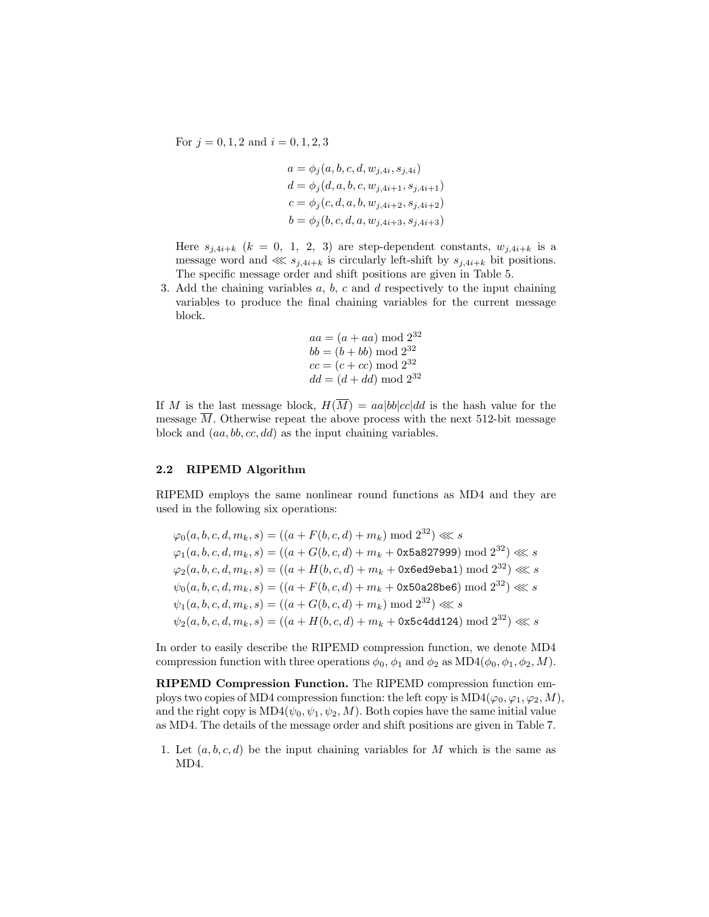For $j = 0, 1, 2$ and $i = 0, 1, 2, 3$

$$
\begin{aligned}
a &= \phi_j(a, b, c, d, w_{j,4i}, s_{j,4i}) \\
d &= \phi_j(d, a, b, c, w_{j,4i+1}, s_{j,4i+1}) \\
c &= \phi_j(c, d, a, b, w_{j,4i+2}, s_{j,4i+2}) \\
b &= \phi_j(b, c, d, a, w_{j,4i+3}, s_{j,4i+3})
\end{aligned}
$$

Here $s_{j,4i+k}$ $(k = 0,\ 1,\ 2,\ 3)$ are step-dependent constants, $w_{j,4i+k}$ is a message word and $\lll s_{j,4i+k}$ is circularly left-shift by $s_{j,4i+k}$ bit positions. The specific message order and shift positions are given in Table 5.

3. Add the chaining variables $a$, $b$, $c$ and $d$ respectively to the input chaining variables to produce the final chaining variables for the current message block.

$$
\begin{aligned}
aa &= (a + aa) \bmod 2^{32} \\
bb &= (b + bb) \bmod 2^{32} \\
cc &= (c + cc) \bmod 2^{32} \\
dd &= (d + dd) \bmod 2^{32}
\end{aligned}
$$

If $M$ is the last message block, $H(\overline{M}) = aa|bb|cc|dd$ is the hash value for the message $\overline{M}$. Otherwise repeat the above process with the next 512-bit message block and $(aa, bb, cc, dd)$ as the input chaining variables.

### 2.2 RIPEMD Algorithm

RIPEMD employs the same nonlinear round functions as MD4 and they are used in the following six operations:

$$
\begin{aligned}
\varphi_0(a, b, c, d, m_k, s) &= ((a + F(b, c, d) + m_k) \bmod 2^{32}) \lll s \\
\varphi_1(a, b, c, d, m_k, s) &= ((a + G(b, c, d) + m_k + \texttt{0x5a827999}) \bmod 2^{32}) \lll s \\
\varphi_2(a, b, c, d, m_k, s) &= ((a + H(b, c, d) + m_k + \texttt{0x6ed9eba1}) \bmod 2^{32}) \lll s \\
\psi_0(a, b, c, d, m_k, s) &= ((a + F(b, c, d) + m_k + \texttt{0x50a28be6}) \bmod 2^{32}) \lll s \\
\psi_1(a, b, c, d, m_k, s) &= ((a + G(b, c, d) + m_k) \bmod 2^{32}) \lll s \\
\psi_2(a, b, c, d, m_k, s) &= ((a + H(b, c, d) + m_k + \texttt{0x5c4dd124}) \bmod 2^{32}) \lll s
\end{aligned}
$$

In order to easily describe the RIPEMD compression function, we denote MD4 compression function with three operations $\phi_0$, $\phi_1$ and $\phi_2$ as $\text{MD4}(\phi_0, \phi_1, \phi_2, M)$.

**RIPEMD Compression Function.** The RIPEMD compression function employs two copies of MD4 compression function: the left copy is $\text{MD4}(\varphi_0, \varphi_1, \varphi_2, M)$, and the right copy is $\text{MD4}(\psi_0, \psi_1, \psi_2, M)$. Both copies have the same initial value as MD4. The details of the message order and shift positions are given in Table 7.

1. Let $(a, b, c, d)$ be the input chaining variables for $M$ which is the same as MD4.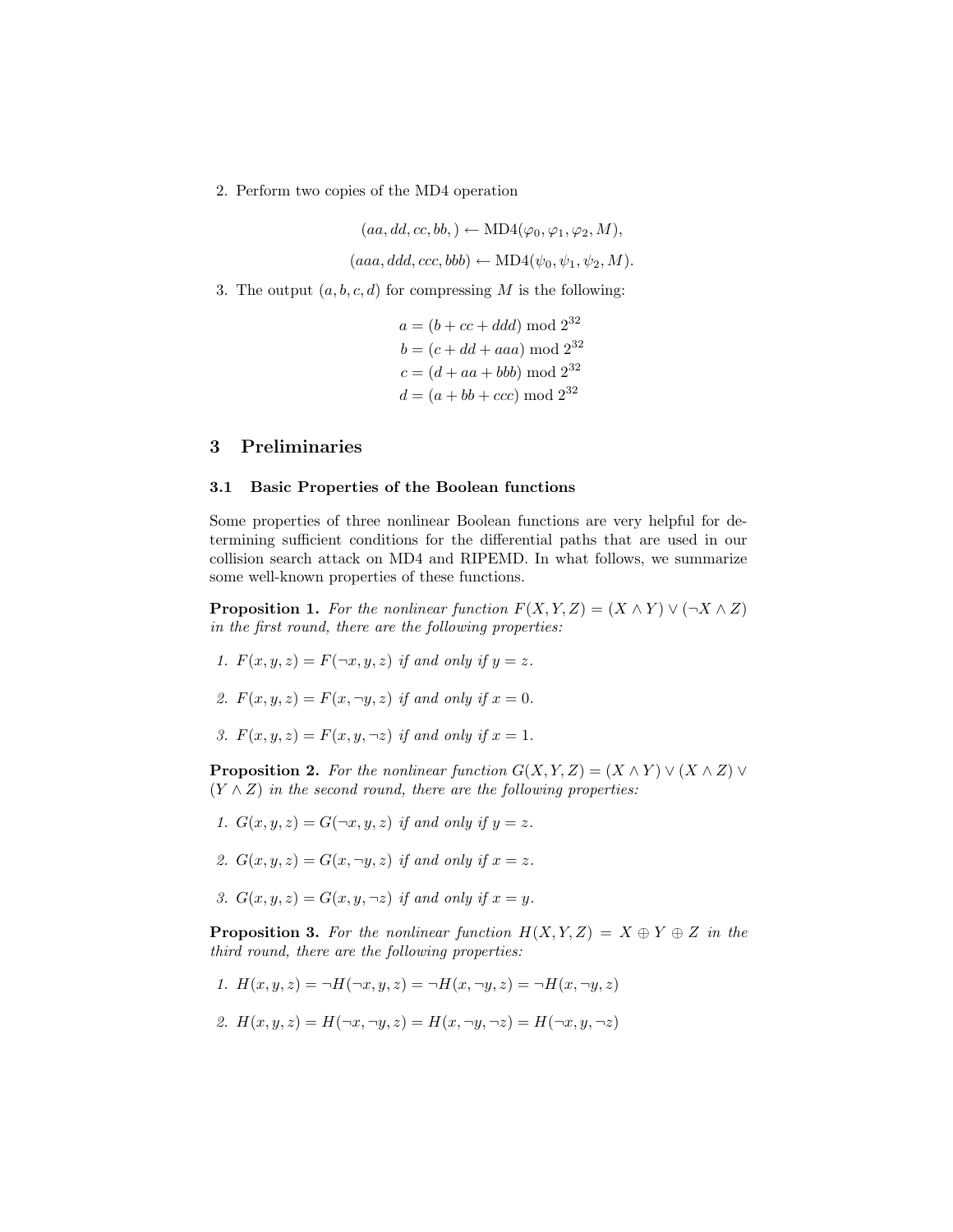2. Perform two copies of the MD4 operation

$$(aa, dd, cc, bb,) \leftarrow \text{MD4}(\varphi_0, \varphi_1, \varphi_2, M),$$

$$(aaa, ddd, ccc, bbb) \leftarrow \text{MD4}(\psi_0, \psi_1, \psi_2, M).$$

3. The output $(a, b, c, d)$ for compressing $M$ is the following:

$$a = (b + cc + ddd) \bmod 2^{32}$$
$$b = (c + dd + aaa) \bmod 2^{32}$$
$$c = (d + aa + bbb) \bmod 2^{32}$$
$$d = (a + bb + ccc) \bmod 2^{32}$$

## 3 Preliminaries

### 3.1 Basic Properties of the Boolean functions

Some properties of three nonlinear Boolean functions are very helpful for determining sufficient conditions for the differential paths that are used in our collision search attack on MD4 and RIPEMD. In what follows, we summarize some well-known properties of these functions.

**Proposition 1.** *For the nonlinear function $F(X, Y, Z) = (X \wedge Y) \vee (\neg X \wedge Z)$ in the first round, there are the following properties:*

1. *$F(x, y, z) = F(\neg x, y, z)$ if and only if $y = z$.*
2. *$F(x, y, z) = F(x, \neg y, z)$ if and only if $x = 0$.*
3. *$F(x, y, z) = F(x, y, \neg z)$ if and only if $x = 1$.*

**Proposition 2.** *For the nonlinear function $G(X, Y, Z) = (X \wedge Y) \vee (X \wedge Z) \vee (Y \wedge Z)$ in the second round, there are the following properties:*

1. *$G(x, y, z) = G(\neg x, y, z)$ if and only if $y = z$.*
2. *$G(x, y, z) = G(x, \neg y, z)$ if and only if $x = z$.*
3. *$G(x, y, z) = G(x, y, \neg z)$ if and only if $x = y$.*

**Proposition 3.** *For the nonlinear function $H(X, Y, Z) = X \oplus Y \oplus Z$ in the third round, there are the following properties:*

1. *$H(x, y, z) = \neg H(\neg x, y, z) = \neg H(x, \neg y, z) = \neg H(x, \neg y, z)$*
2. *$H(x, y, z) = H(\neg x, \neg y, z) = H(x, \neg y, \neg z) = H(\neg x, y, \neg z)$*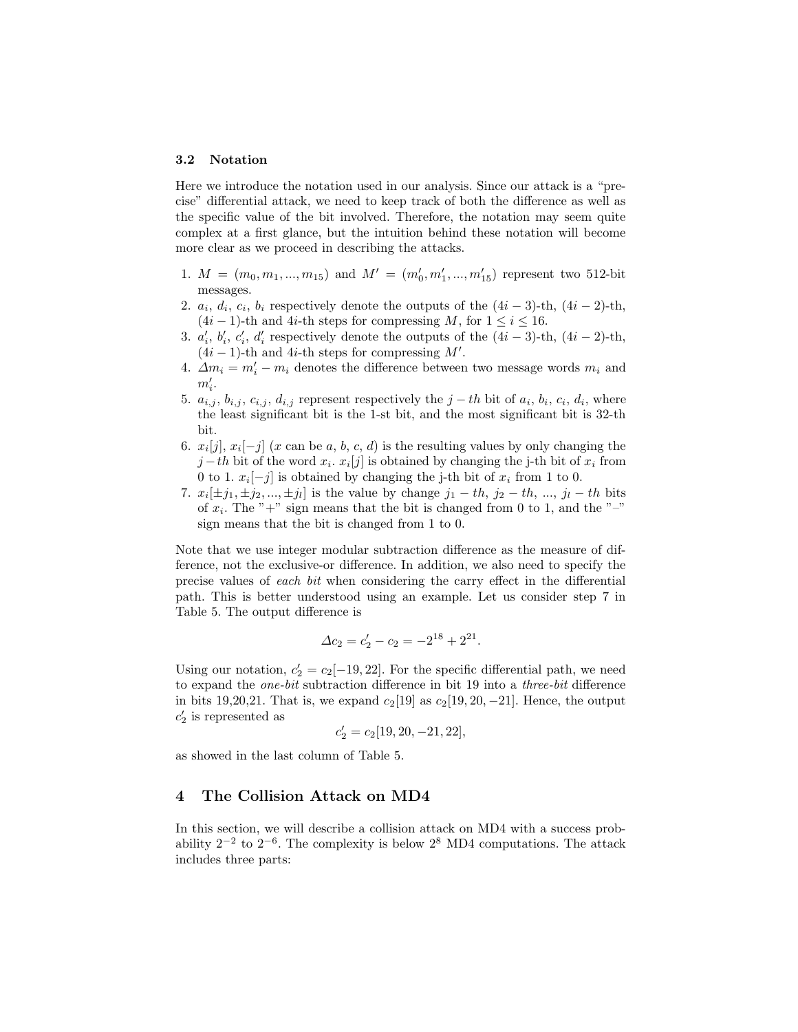### 3.2 Notation

Here we introduce the notation used in our analysis. Since our attack is a "precise" differential attack, we need to keep track of both the difference as well as the specific value of the bit involved. Therefore, the notation may seem quite complex at a first glance, but the intuition behind these notation will become more clear as we proceed in describing the attacks.

1. $M = (m_0, m_1, ..., m_{15})$ and $M' = (m'_0, m'_1, ..., m'_{15})$ represent two 512-bit messages.
2. $a_i$, $d_i$, $c_i$, $b_i$ respectively denote the outputs of the $(4i-3)$-th, $(4i-2)$-th, $(4i-1)$-th and $4i$-th steps for compressing $M$, for $1 \leq i \leq 16$.
3. $a'_i$, $b'_i$, $c'_i$, $d'_i$ respectively denote the outputs of the $(4i-3)$-th, $(4i-2)$-th, $(4i-1)$-th and $4i$-th steps for compressing $M'$.
4. $\Delta m_i = m'_i - m_i$ denotes the difference between two message words $m_i$ and $m'_i$.
5. $a_{i,j}$, $b_{i,j}$, $c_{i,j}$, $d_{i,j}$ represent respectively the $j-th$ bit of $a_i$, $b_i$, $c_i$, $d_i$, where the least significant bit is the 1-st bit, and the most significant bit is 32-th bit.
6. $x_i[j]$, $x_i[-j]$ ($x$ can be $a$, $b$, $c$, $d$) is the resulting values by only changing the $j-th$ bit of the word $x_i$. $x_i[j]$ is obtained by changing the j-th bit of $x_i$ from 0 to 1. $x_i[-j]$ is obtained by changing the j-th bit of $x_i$ from 1 to 0.
7. $x_i[\pm j_1, \pm j_2, ..., \pm j_l]$ is the value by change $j_1-th$, $j_2-th$, ..., $j_l-th$ bits of $x_i$. The "+" sign means that the bit is changed from 0 to 1, and the "–" sign means that the bit is changed from 1 to 0.

Note that we use integer modular subtraction difference as the measure of difference, not the exclusive-or difference. In addition, we also need to specify the precise values of *each bit* when considering the carry effect in the differential path. This is better understood using an example. Let us consider step 7 in Table 5. The output difference is

$$\Delta c_2 = c'_2 - c_2 = -2^{18} + 2^{21}.$$

Using our notation, $c'_2 = c_2[-19, 22]$. For the specific differential path, we need to expand the *one-bit* subtraction difference in bit 19 into a *three-bit* difference in bits 19,20,21. That is, we expand $c_2[19]$ as $c_2[19, 20, -21]$. Hence, the output $c'_2$ is represented as

$$c'_2 = c_2[19, 20, -21, 22],$$

as showed in the last column of Table 5.

## 4 The Collision Attack on MD4

In this section, we will describe a collision attack on MD4 with a success probability $2^{-2}$ to $2^{-6}$. The complexity is below $2^8$ MD4 computations. The attack includes three parts: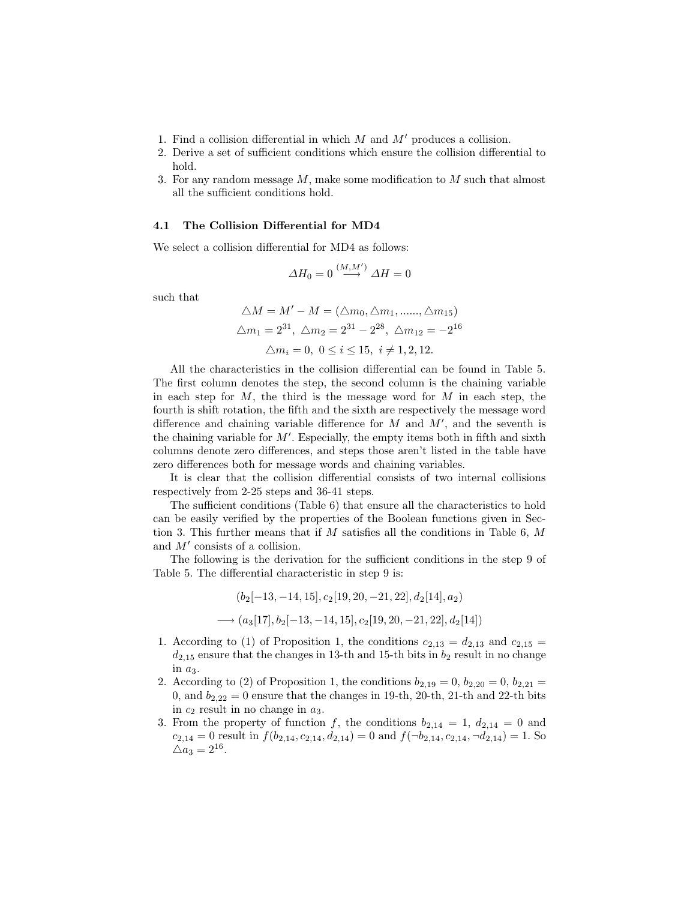1. Find a collision differential in which $M$ and $M'$ produces a collision.
2. Derive a set of sufficient conditions which ensure the collision differential to hold.
3. For any random message $M$, make some modification to $M$ such that almost all the sufficient conditions hold.

### 4.1 The Collision Differential for MD4

We select a collision differential for MD4 as follows:

$$\Delta H_0 = 0 \stackrel{(M,M')}{\longrightarrow} \Delta H = 0$$

such that

$$\triangle M = M' - M = (\triangle m_0, \triangle m_1, ......, \triangle m_{15})$$

$$\triangle m_1 = 2^{31},\ \triangle m_2 = 2^{31} - 2^{28},\ \triangle m_{12} = -2^{16}$$

$$\triangle m_i = 0,\ 0 \leq i \leq 15,\ i \neq 1, 2, 12.$$

All the characteristics in the collision differential can be found in Table 5. The first column denotes the step, the second column is the chaining variable in each step for $M$, the third is the message word for $M$ in each step, the fourth is shift rotation, the fifth and the sixth are respectively the message word difference and chaining variable difference for $M$ and $M'$, and the seventh is the chaining variable for $M'$. Especially, the empty items both in fifth and sixth columns denote zero differences, and steps those aren't listed in the table have zero differences both for message words and chaining variables.

It is clear that the collision differential consists of two internal collisions respectively from 2-25 steps and 36-41 steps.

The sufficient conditions (Table 6) that ensure all the characteristics to hold can be easily verified by the properties of the Boolean functions given in Section 3. This further means that if $M$ satisfies all the conditions in Table 6, $M$ and $M'$ consists of a collision.

The following is the derivation for the sufficient conditions in the step 9 of Table 5. The differential characteristic in step 9 is:

$$(b_2[-13, -14, 15], c_2[19, 20, -21, 22], d_2[14], a_2)$$

$$\longrightarrow (a_3[17], b_2[-13, -14, 15], c_2[19, 20, -21, 22], d_2[14])$$

1. According to (1) of Proposition 1, the conditions $c_{2,13} = d_{2,13}$ and $c_{2,15} = d_{2,15}$ ensure that the changes in 13-th and 15-th bits in $b_2$ result in no change in $a_3$.
2. According to (2) of Proposition 1, the conditions $b_{2,19} = 0$, $b_{2,20} = 0$, $b_{2,21} = 0$, and $b_{2,22} = 0$ ensure that the changes in 19-th, 20-th, 21-th and 22-th bits in $c_2$ result in no change in $a_3$.
3. From the property of function $f$, the conditions $b_{2,14} = 1$, $d_{2,14} = 0$ and $c_{2,14} = 0$ result in $f(b_{2,14}, c_{2,14}, d_{2,14}) = 0$ and $f(\neg b_{2,14}, c_{2,14}, \neg d_{2,14}) = 1$. So $\triangle a_3 = 2^{16}$.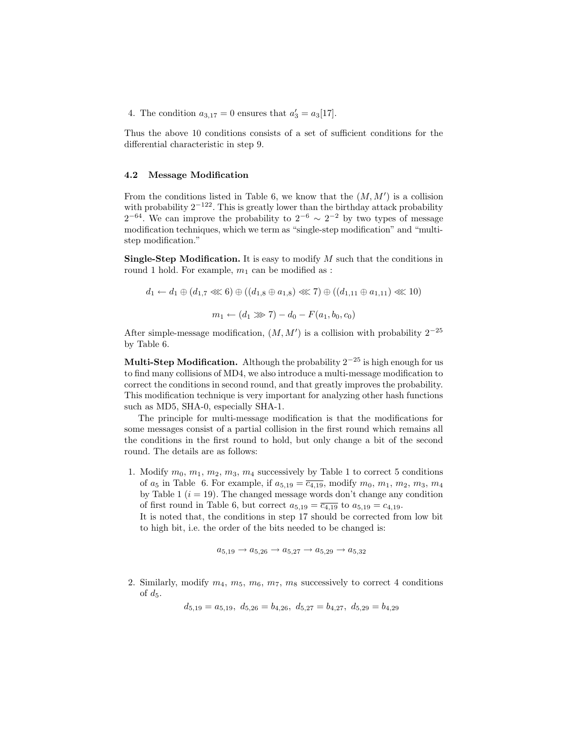4. The condition $a_{3,17} = 0$ ensures that $a'_3 = a_3[17]$.

Thus the above 10 conditions consists of a set of sufficient conditions for the differential characteristic in step 9.

### 4.2 Message Modification

From the conditions listed in Table 6, we know that the $(M, M')$ is a collision with probability $2^{-122}$. This is greatly lower than the birthday attack probability $2^{-64}$. We can improve the probability to $2^{-6} \sim 2^{-2}$ by two types of message modification techniques, which we term as "single-step modification" and "multi-step modification."

**Single-Step Modification.** It is easy to modify $M$ such that the conditions in round 1 hold. For example, $m_1$ can be modified as :

$$d_1 \leftarrow d_1 \oplus (d_{1,7} \lll 6) \oplus ((d_{1,8} \oplus a_{1,8}) \lll 7) \oplus ((d_{1,11} \oplus a_{1,11}) \lll 10)$$

$$m_1 \leftarrow (d_1 \ggg 7) - d_0 - F(a_1, b_0, c_0)$$

After simple-message modification, $(M, M')$ is a collision with probability $2^{-25}$ by Table 6.

**Multi-Step Modification.** Although the probability $2^{-25}$ is high enough for us to find many collisions of MD4, we also introduce a multi-message modification to correct the conditions in second round, and that greatly improves the probability. This modification technique is very important for analyzing other hash functions such as MD5, SHA-0, especially SHA-1.

The principle for multi-message modification is that the modifications for some messages consist of a partial collision in the first round which remains all the conditions in the first round to hold, but only change a bit of the second round. The details are as follows:

1. Modify $m_0$, $m_1$, $m_2$, $m_3$, $m_4$ successively by Table 1 to correct 5 conditions of $a_5$ in Table 6. For example, if $a_{5,19} = \overline{c_{4,19}}$, modify $m_0$, $m_1$, $m_2$, $m_3$, $m_4$ by Table 1 ($i = 19$). The changed message words don't change any condition of first round in Table 6, but correct $a_{5,19} = \overline{c_{4,19}}$ to $a_{5,19} = c_{4,19}$.
   It is noted that, the conditions in step 17 should be corrected from low bit to high bit, i.e. the order of the bits needed to be changed is:

$$a_{5,19} \to a_{5,26} \to a_{5,27} \to a_{5,29} \to a_{5,32}$$

2. Similarly, modify $m_4$, $m_5$, $m_6$, $m_7$, $m_8$ successively to correct 4 conditions of $d_5$.

$$d_{5,19} = a_{5,19}, \ d_{5,26} = b_{4,26}, \ d_{5,27} = b_{4,27}, \ d_{5,29} = b_{4,29}$$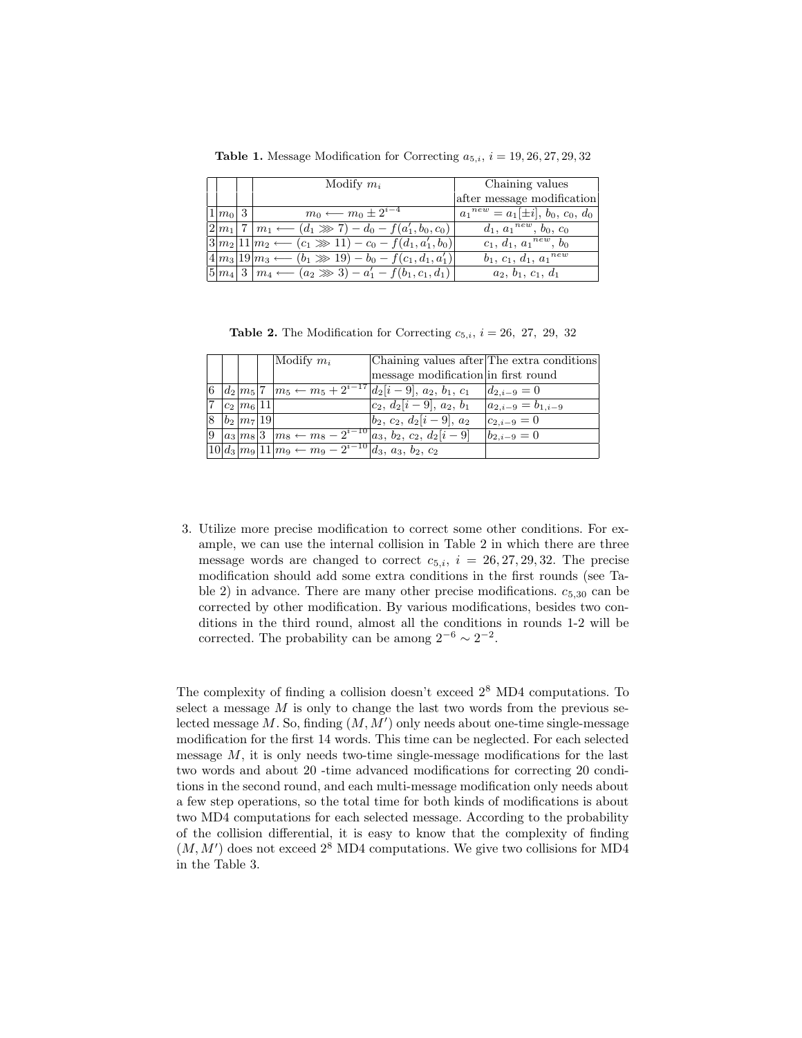**Table 1.** Message Modification for Correcting $a_{5,i}$, $i = 19, 26, 27, 29, 32$

| | | | Modify $m_i$ | Chaining values after message modification |
|---|---|---|---|---|
| 1 | $m_0$ | 3 | $m_0 \longleftarrow m_0 \pm 2^{i-4}$ | $a_1{}^{new} = a_1[\pm i]$, $b_0$, $c_0$, $d_0$ |
| 2 | $m_1$ | 7 | $m_1 \longleftarrow (d_1 \ggg 7) - d_0 - f(a_1', b_0, c_0)$ | $d_1$, $a_1{}^{new}$, $b_0$, $c_0$ |
| 3 | $m_2$ | 11 | $m_2 \longleftarrow (c_1 \ggg 11) - c_0 - f(d_1, a_1', b_0)$ | $c_1$, $d_1$, $a_1{}^{new}$, $b_0$ |
| 4 | $m_3$ | 19 | $m_3 \longleftarrow (b_1 \ggg 19) - b_0 - f(c_1, d_1, a_1')$ | $b_1$, $c_1$, $d_1$, $a_1{}^{new}$ |
| 5 | $m_4$ | 3 | $m_4 \longleftarrow (a_2 \ggg 3) - a_1' - f(b_1, c_1, d_1)$ | $a_2$, $b_1$, $c_1$, $d_1$ |

**Table 2.** The Modification for Correcting $c_{5,i}$, $i = 26,\ 27,\ 29,\ 32$

| | | | | Modify $m_i$ | Chaining values after message modification | The extra conditions in first round |
|---|---|---|---|---|---|---|
| 6 | $d_2$ | $m_5$ | 7 | $m_5 \leftarrow m_5 + 2^{i-17}$ | $d_2[i-9]$, $a_2$, $b_1$, $c_1$ | $d_{2,i-9} = 0$ |
| 7 | $c_2$ | $m_6$ | 11 | | $c_2$, $d_2[i-9]$, $a_2$, $b_1$ | $a_{2,i-9} = b_{1,i-9}$ |
| 8 | $b_2$ | $m_7$ | 19 | | $b_2$, $c_2$, $d_2[i-9]$, $a_2$ | $c_{2,i-9} = 0$ |
| 9 | $a_3$ | $m_8$ | 3 | $m_8 \leftarrow m_8 - 2^{i-10}$ | $a_3$, $b_2$, $c_2$, $d_2[i-9]$ | $b_{2,i-9} = 0$ |
| 10 | $d_3$ | $m_9$ | 11 | $m_9 \leftarrow m_9 - 2^{i-10}$ | $d_3$, $a_3$, $b_2$, $c_2$ | |

3. Utilize more precise modification to correct some other conditions. For example, we can use the internal collision in Table 2 in which there are three message words are changed to correct $c_{5,i}$, $i = 26, 27, 29, 32$. The precise modification should add some extra conditions in the first rounds (see Table 2) in advance. There are many other precise modifications. $c_{5,30}$ can be corrected by other modification. By various modifications, besides two conditions in the third round, almost all the conditions in rounds 1-2 will be corrected. The probability can be among $2^{-6} \sim 2^{-2}$.

The complexity of finding a collision doesn't exceed $2^8$ MD4 computations. To select a message $M$ is only to change the last two words from the previous selected message $M$. So, finding $(M, M')$ only needs about one-time single-message modification for the first 14 words. This time can be neglected. For each selected message $M$, it is only needs two-time single-message modifications for the last two words and about 20 -time advanced modifications for correcting 20 conditions in the second round, and each multi-message modification only needs about a few step operations, so the total time for both kinds of modifications is about two MD4 computations for each selected message. According to the probability of the collision differential, it is easy to know that the complexity of finding $(M, M')$ does not exceed $2^8$ MD4 computations. We give two collisions for MD4 in the Table 3.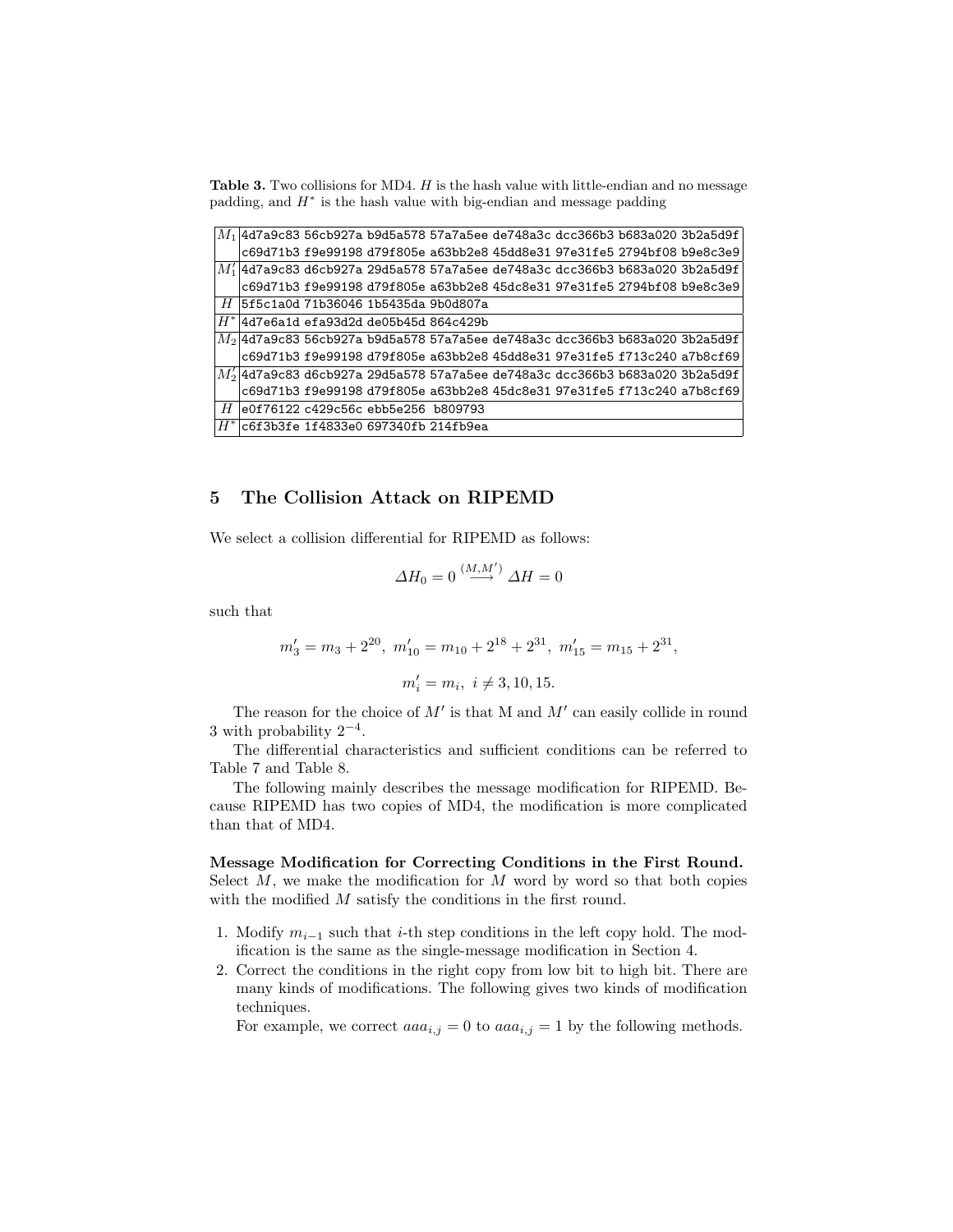**Table 3.** Two collisions for MD4. $H$ is the hash value with little-endian and no message padding, and $H^*$ is the hash value with big-endian and message padding

| | |
|---|---|
| $M_1$ | 4d7a9c83 56cb927a b9d5a578 57a7a5ee de748a3c dcc366b3 b683a020 3b2a5d9f c69d71b3 f9e99198 d79f805e a63bb2e8 45dd8e31 97e31fe5 2794bf08 b9e8c3e9 |
| $M_1'$ | 4d7a9c83 d6cb927a 29d5a578 57a7a5ee de748a3c dcc366b3 b683a020 3b2a5d9f c69d71b3 f9e99198 d79f805e a63bb2e8 45dc8e31 97e31fe5 2794bf08 b9e8c3e9 |
| $H$ | 5f5c1a0d 71b36046 1b5435da 9b0d807a |
| $H^*$ | 4d7e6a1d efa93d2d de05b45d 864c429b |
| $M_2$ | 4d7a9c83 56cb927a b9d5a578 57a7a5ee de748a3c dcc366b3 b683a020 3b2a5d9f c69d71b3 f9e99198 d79f805e a63bb2e8 45dd8e31 97e31fe5 f713c240 a7b8cf69 |
| $M_2'$ | 4d7a9c83 d6cb927a 29d5a578 57a7a5ee de748a3c dcc366b3 b683a020 3b2a5d9f c69d71b3 f9e99198 d79f805e a63bb2e8 45dc8e31 97e31fe5 f713c240 a7b8cf69 |
| $H$ | e0f76122 c429c56c ebb5e256 b809793 |
| $H^*$ | c6f3b3fe 1f4833e0 697340fb 214fb9ea |

## 5 The Collision Attack on RIPEMD

We select a collision differential for RIPEMD as follows:

$$\Delta H_0 = 0 \stackrel{(M,M')}{\longrightarrow} \Delta H = 0$$

such that

$$m_3' = m_3 + 2^{20},\ m_{10}' = m_{10} + 2^{18} + 2^{31},\ m_{15}' = m_{15} + 2^{31},$$

$$m_i' = m_i,\ i \neq 3, 10, 15.$$

The reason for the choice of $M'$ is that M and $M'$ can easily collide in round 3 with probability $2^{-4}$.

The differential characteristics and sufficient conditions can be referred to Table 7 and Table 8.

The following mainly describes the message modification for RIPEMD. Because RIPEMD has two copies of MD4, the modification is more complicated than that of MD4.

**Message Modification for Correcting Conditions in the First Round.** Select $M$, we make the modification for $M$ word by word so that both copies with the modified $M$ satisfy the conditions in the first round.

1. Modify $m_{i-1}$ such that $i$-th step conditions in the left copy hold. The modification is the same as the single-message modification in Section 4.
2. Correct the conditions in the right copy from low bit to high bit. There are many kinds of modifications. The following gives two kinds of modification techniques.

   For example, we correct $aaa_{i,j} = 0$ to $aaa_{i,j} = 1$ by the following methods.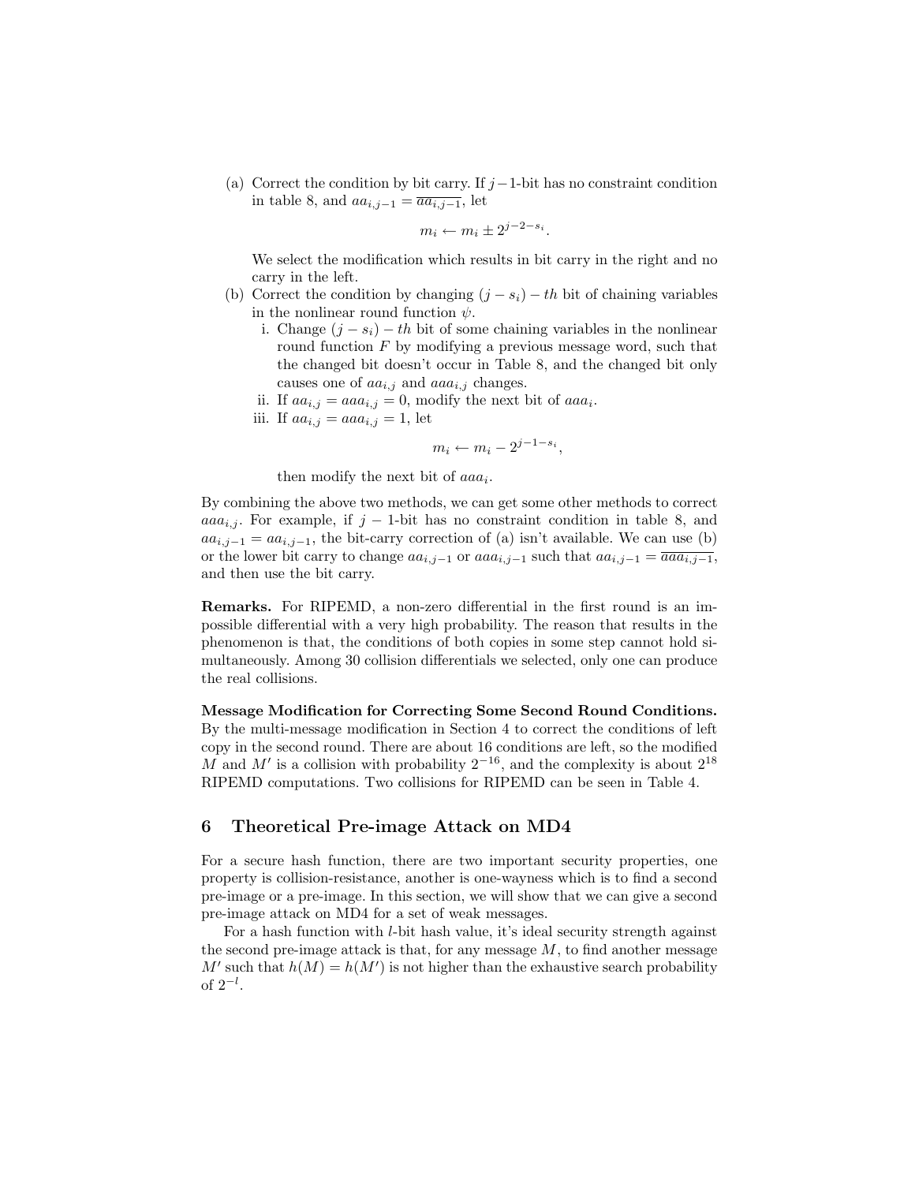(a) Correct the condition by bit carry. If $j-1$-bit has no constraint condition in table 8, and $aa_{i,j-1} = \overline{aa_{i,j-1}}$, let

$$m_i \leftarrow m_i \pm 2^{j-2-s_i}.$$

We select the modification which results in bit carry in the right and no carry in the left.

(b) Correct the condition by changing $(j - s_i) - th$ bit of chaining variables in the nonlinear round function $\psi$.

   i. Change $(j - s_i) - th$ bit of some chaining variables in the nonlinear round function $F$ by modifying a previous message word, such that the changed bit doesn't occur in Table 8, and the changed bit only causes one of $aa_{i,j}$ and $aaa_{i,j}$ changes.

   ii. If $aa_{i,j} = aaa_{i,j} = 0$, modify the next bit of $aaa_i$.

   iii. If $aa_{i,j} = aaa_{i,j} = 1$, let

$$m_i \leftarrow m_i - 2^{j-1-s_i},$$

   then modify the next bit of $aaa_i$.

By combining the above two methods, we can get some other methods to correct $aaa_{i,j}$. For example, if $j - 1$-bit has no constraint condition in table 8, and $aa_{i,j-1} = aa_{i,j-1}$, the bit-carry correction of (a) isn't available. We can use (b) or the lower bit carry to change $aa_{i,j-1}$ or $aaa_{i,j-1}$ such that $aa_{i,j-1} = \overline{aaa_{i,j-1}}$, and then use the bit carry.

**Remarks.** For RIPEMD, a non-zero differential in the first round is an impossible differential with a very high probability. The reason that results in the phenomenon is that, the conditions of both copies in some step cannot hold simultaneously. Among 30 collision differentials we selected, only one can produce the real collisions.

**Message Modification for Correcting Some Second Round Conditions.** By the multi-message modification in Section 4 to correct the conditions of left copy in the second round. There are about 16 conditions are left, so the modified $M$ and $M'$ is a collision with probability $2^{-16}$, and the complexity is about $2^{18}$ RIPEMD computations. Two collisions for RIPEMD can be seen in Table 4.

## 6 Theoretical Pre-image Attack on MD4

For a secure hash function, there are two important security properties, one property is collision-resistance, another is one-wayness which is to find a second pre-image or a pre-image. In this section, we will show that we can give a second pre-image attack on MD4 for a set of weak messages.

For a hash function with $l$-bit hash value, it's ideal security strength against the second pre-image attack is that, for any message $M$, to find another message $M'$ such that $h(M) = h(M')$ is not higher than the exhaustive search probability of $2^{-l}$.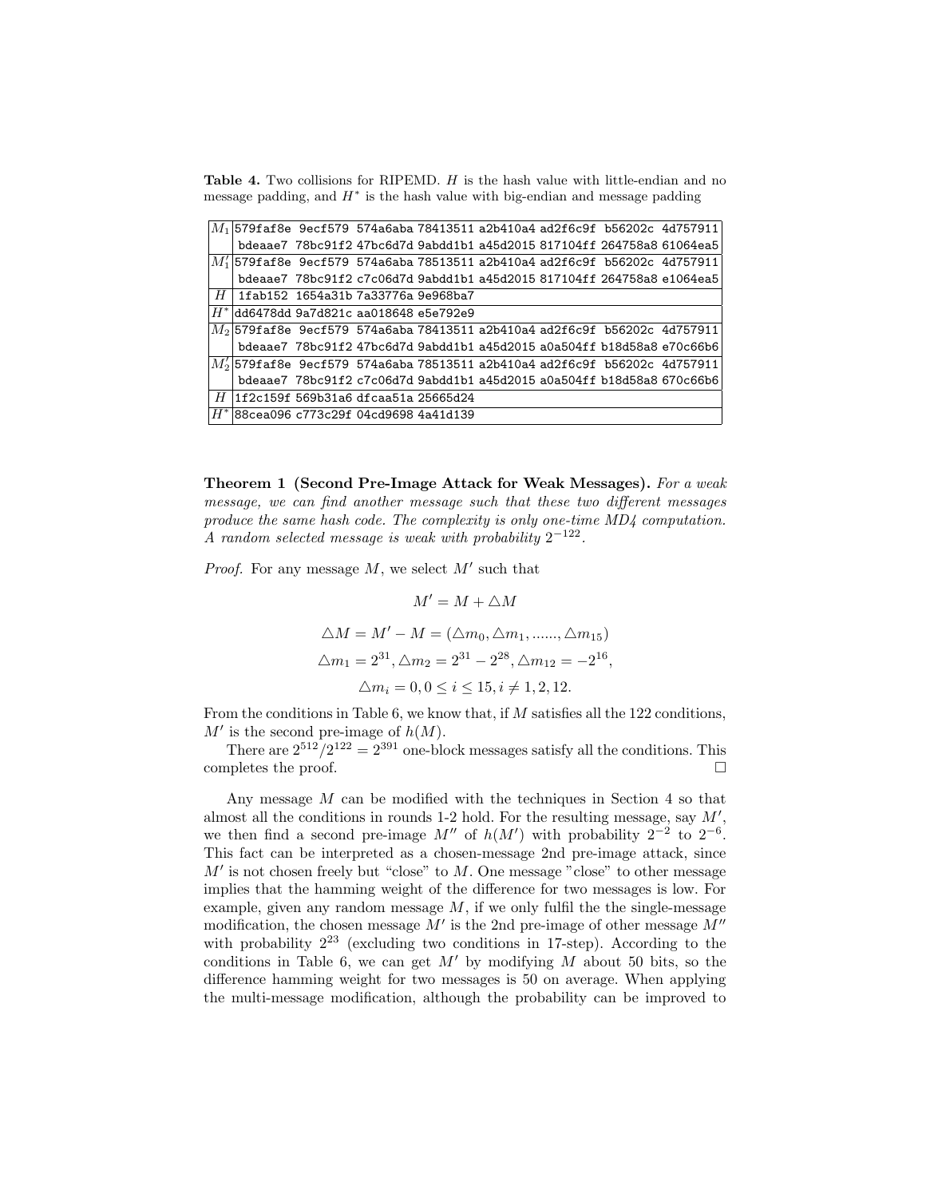**Table 4.** Two collisions for RIPEMD. $H$ is the hash value with little-endian and no message padding, and $H^*$ is the hash value with big-endian and message padding

| | |
|---|---|
| $M_1$ | 579faf8e 9ecf579 574a6aba 78413511 a2b410a4 ad2f6c9f b56202c 4d757911 bdeaae7 78bc91f2 47bc6d7d 9abdd1b1 a45d2015 817104ff 264758a8 61064ea5 |
| $M_1'$ | 579faf8e 9ecf579 574a6aba 78513511 a2b410a4 ad2f6c9f b56202c 4d757911 bdeaae7 78bc91f2 c7c06d7d 9abdd1b1 a45d2015 817104ff 264758a8 e1064ea5 |
| $H$ | 1fab152 1654a31b 7a33776a 9e968ba7 |
| $H^*$ | dd6478dd 9a7d821c aa018648 e5e792e9 |
| $M_2$ | 579faf8e 9ecf579 574a6aba 78413511 a2b410a4 ad2f6c9f b56202c 4d757911 bdeaae7 78bc91f2 47bc6d7d 9abdd1b1 a45d2015 a0a504ff b18d58a8 e70c66b6 |
| $M_2'$ | 579faf8e 9ecf579 574a6aba 78513511 a2b410a4 ad2f6c9f b56202c 4d757911 bdeaae7 78bc91f2 c7c06d7d 9abdd1b1 a45d2015 a0a504ff b18d58a8 670c66b6 |
| $H$ | 1f2c159f 569b31a6 dfcaa51a 25665d24 |
| $H^*$ | 88cea096 c773c29f 04cd9698 4a41d139 |

**Theorem 1 (Second Pre-Image Attack for Weak Messages).** *For a weak message, we can find another message such that these two different messages produce the same hash code. The complexity is only one-time MD4 computation. A random selected message is weak with probability $2^{-122}$.*

*Proof.* For any message $M$, we select $M'$ such that

$$M' = M + \triangle M$$

$$\triangle M = M' - M = (\triangle m_0, \triangle m_1, ......, \triangle m_{15})$$

$$\triangle m_1 = 2^{31}, \triangle m_2 = 2^{31} - 2^{28}, \triangle m_{12} = -2^{16},$$

$$\triangle m_i = 0, 0 \leq i \leq 15, i \neq 1, 2, 12.$$

From the conditions in Table 6, we know that, if $M$ satisfies all the 122 conditions, $M'$ is the second pre-image of $h(M)$.

There are $2^{512}/2^{122} = 2^{391}$ one-block messages satisfy all the conditions. This completes the proof. □

Any message $M$ can be modified with the techniques in Section 4 so that almost all the conditions in rounds 1-2 hold. For the resulting message, say $M'$, we then find a second pre-image $M''$ of $h(M')$ with probability $2^{-2}$ to $2^{-6}$. This fact can be interpreted as a chosen-message 2nd pre-image attack, since $M'$ is not chosen freely but "close" to $M$. One message "close" to other message implies that the hamming weight of the difference for two messages is low. For example, given any random message $M$, if we only fulfil the the single-message modification, the chosen message $M'$ is the 2nd pre-image of other message $M''$ with probability $2^{23}$ (excluding two conditions in 17-step). According to the conditions in Table 6, we can get $M'$ by modifying $M$ about 50 bits, so the difference hamming weight for two messages is 50 on average. When applying the multi-message modification, although the probability can be improved to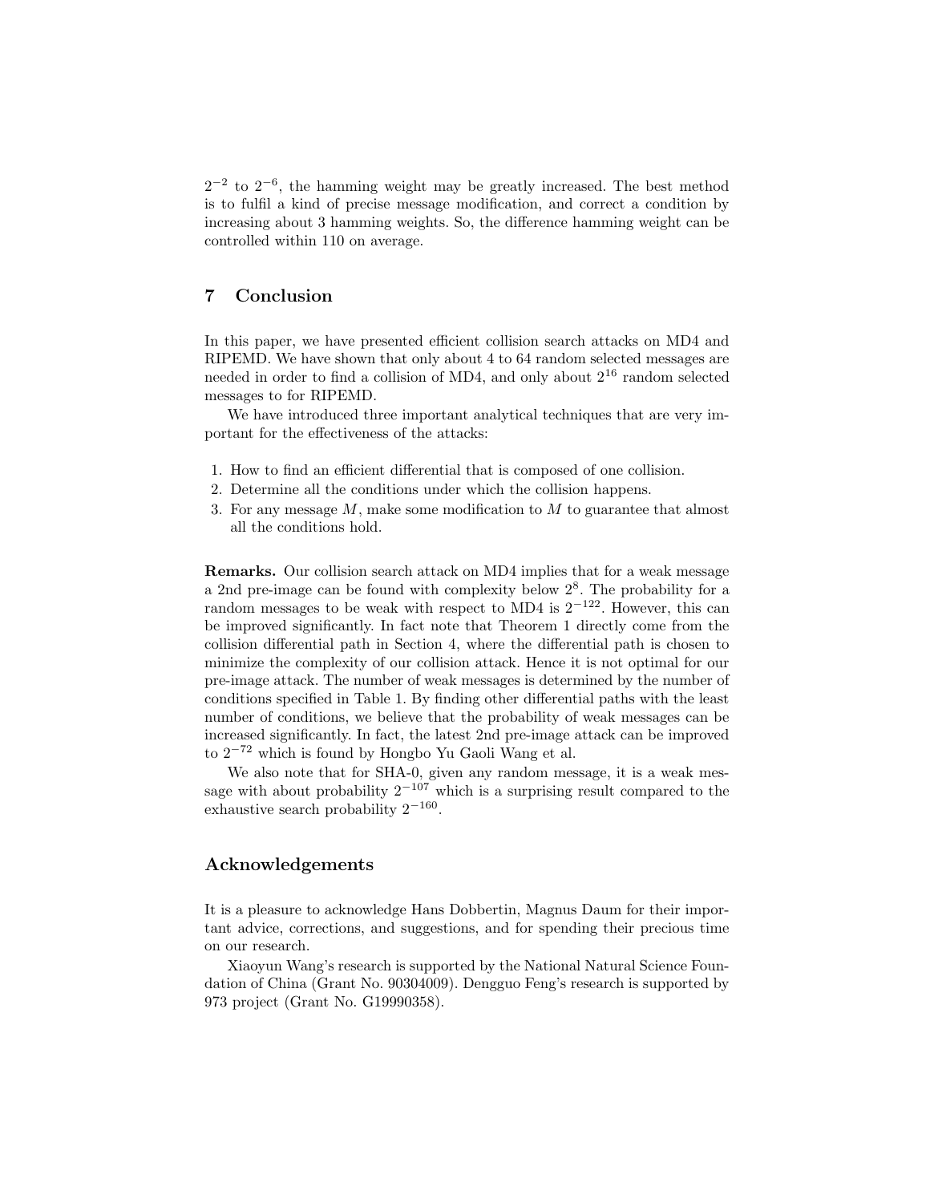$2^{-2}$ to $2^{-6}$, the hamming weight may be greatly increased. The best method is to fulfil a kind of precise message modification, and correct a condition by increasing about 3 hamming weights. So, the difference hamming weight can be controlled within 110 on average.

## 7 Conclusion

In this paper, we have presented efficient collision search attacks on MD4 and RIPEMD. We have shown that only about 4 to 64 random selected messages are needed in order to find a collision of MD4, and only about $2^{16}$ random selected messages to for RIPEMD.

We have introduced three important analytical techniques that are very important for the effectiveness of the attacks:

1. How to find an efficient differential that is composed of one collision.
2. Determine all the conditions under which the collision happens.
3. For any message $M$, make some modification to $M$ to guarantee that almost all the conditions hold.

**Remarks.** Our collision search attack on MD4 implies that for a weak message a 2nd pre-image can be found with complexity below $2^8$. The probability for a random messages to be weak with respect to MD4 is $2^{-122}$. However, this can be improved significantly. In fact note that Theorem 1 directly come from the collision differential path in Section 4, where the differential path is chosen to minimize the complexity of our collision attack. Hence it is not optimal for our pre-image attack. The number of weak messages is determined by the number of conditions specified in Table 1. By finding other differential paths with the least number of conditions, we believe that the probability of weak messages can be increased significantly. In fact, the latest 2nd pre-image attack can be improved to $2^{-72}$ which is found by Hongbo Yu Gaoli Wang et al.

We also note that for SHA-0, given any random message, it is a weak message with about probability $2^{-107}$ which is a surprising result compared to the exhaustive search probability $2^{-160}$.

## Acknowledgements

It is a pleasure to acknowledge Hans Dobbertin, Magnus Daum for their important advice, corrections, and suggestions, and for spending their precious time on our research.

Xiaoyun Wang's research is supported by the National Natural Science Foundation of China (Grant No. 90304009). Dengguo Feng's research is supported by 973 project (Grant No. G19990358).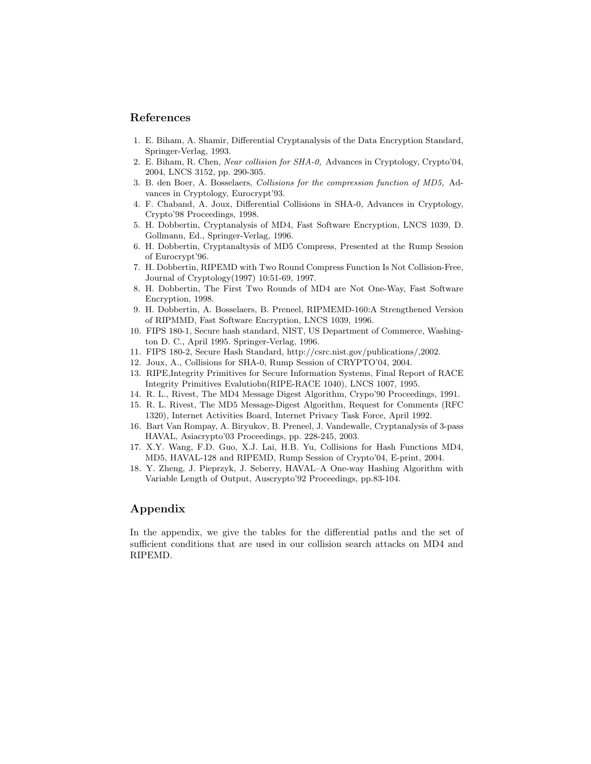## References

1. E. Biham, A. Shamir, Differential Cryptanalysis of the Data Encryption Standard, Springer-Verlag, 1993.
2. E. Biham, R. Chen, *Near collision for SHA-0,* Advances in Cryptology, Crypto'04, 2004, LNCS 3152, pp. 290-305.
3. B. den Boer, A. Bosselaers, *Collisions for the compression function of MD5,* Advances in Cryptology, Eurocrypt'93.
4. F. Chaband, A. Joux, Differential Collisions in SHA-0, Advances in Cryptology, Crypto'98 Proceedings, 1998.
5. H. Dobbertin, Cryptanalysis of MD4, Fast Software Encryption, LNCS 1039, D. Gollmann, Ed., Springer-Verlag, 1996.
6. H. Dobbertin, Cryptanaltysis of MD5 Compress, Presented at the Rump Session of Eurocrypt'96.
7. H. Dobbertin, RIPEMD with Two Round Compress Function Is Not Collision-Free, Journal of Cryptology(1997) 10:51-69, 1997.
8. H. Dobbertin, The First Two Rounds of MD4 are Not One-Way, Fast Software Encryption, 1998.
9. H. Dobbertin, A. Bosselaers, B. Preneel, RIPMEMD-160:A Strengthened Version of RIPMMD, Fast Software Encryption, LNCS 1039, 1996.
10. FIPS 180-1, Secure hash standard, NIST, US Department of Commerce, Washington D. C., April 1995. Springer-Verlag, 1996.
11. FIPS 180-2, Secure Hash Standard, http://csrc.nist.gov/publications/,2002.
12. Joux, A., Collisions for SHA-0, Rump Session of CRYPTO'04, 2004.
13. RIPE,Integrity Primitives for Secure Information Systems, Final Report of RACE Integrity Primitives Evalutiobn(RIPE-RACE 1040), LNCS 1007, 1995.
14. R. L., Rivest, The MD4 Message Digest Algorithm, Crypo'90 Proceedings, 1991.
15. R. L. Rivest, The MD5 Message-Digest Algorithm, Request for Comments (RFC 1320), Internet Activities Board, Internet Privacy Task Force, April 1992.
16. Bart Van Rompay, A. Biryukov, B. Preneel, J. Vandewalle, Cryptanalysis of 3-pass HAVAL, Asiacrypto'03 Proceedings, pp. 228-245, 2003.
17. X.Y. Wang, F.D. Guo, X.J. Lai, H.B. Yu, Collisions for Hash Functions MD4, MD5, HAVAL-128 and RIPEMD, Rump Session of Crypto'04, E-print, 2004.
18. Y. Zheng, J. Pieprzyk, J. Seberry, HAVAL–A One-way Hashing Algorithm with Variable Length of Output, Auscrypto'92 Proceedings, pp.83-104.

## Appendix

In the appendix, we give the tables for the differential paths and the set of sufficient conditions that are used in our collision search attacks on MD4 and RIPEMD.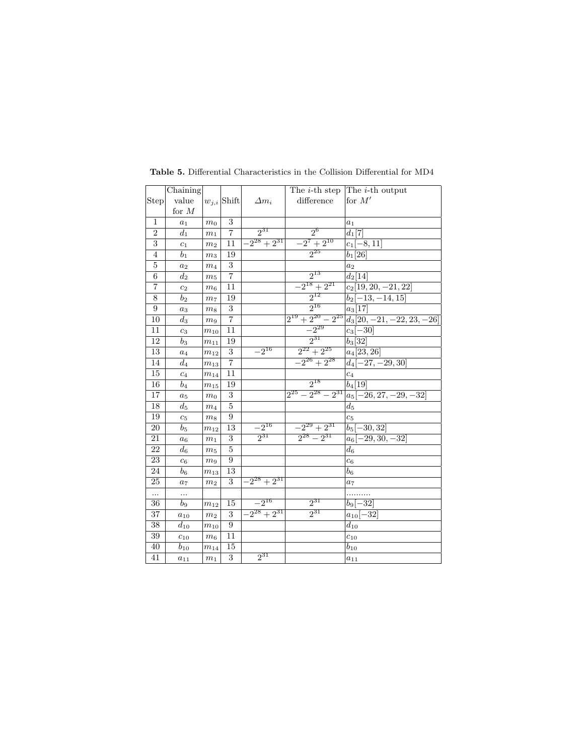**Table 5.** Differential Characteristics in the Collision Differential for MD4

| Step | Chaining value for $M$ | $w_{j,i}$ | Shift | $\Delta m_i$ | The $i$-th step difference | The $i$-th output for $M'$ |
|---|---|---|---|---|---|---|
| 1 | $a_1$ | $m_0$ | 3 | | | $a_1$ |
| 2 | $d_1$ | $m_1$ | 7 | $2^{31}$ | $2^6$ | $d_1[7]$ |
| 3 | $c_1$ | $m_2$ | 11 | $-2^{28}+2^{31}$ | $-2^7+2^{10}$ | $c_1[-8,11]$ |
| 4 | $b_1$ | $m_3$ | 19 | | $2^{25}$ | $b_1[26]$ |
| 5 | $a_2$ | $m_4$ | 3 | | | $a_2$ |
| 6 | $d_2$ | $m_5$ | 7 | | $2^{13}$ | $d_2[14]$ |
| 7 | $c_2$ | $m_6$ | 11 | | $-2^{18}+2^{21}$ | $c_2[19,20,-21,22]$ |
| 8 | $b_2$ | $m_7$ | 19 | | $2^{12}$ | $b_2[-13,-14,15]$ |
| 9 | $a_3$ | $m_8$ | 3 | | $2^{16}$ | $a_3[17]$ |
| 10 | $d_3$ | $m_9$ | 7 | | $2^{19}+2^{20}-2^{25}$ | $d_3[20,-21,-22,23,-26]$ |
| 11 | $c_3$ | $m_{10}$ | 11 | | $-2^{29}$ | $c_3[-30]$ |
| 12 | $b_3$ | $m_{11}$ | 19 | | $2^{31}$ | $b_3[32]$ |
| 13 | $a_4$ | $m_{12}$ | 3 | $-2^{16}$ | $2^{22}+2^{25}$ | $a_4[23,26]$ |
| 14 | $d_4$ | $m_{13}$ | 7 | | $-2^{26}+2^{28}$ | $d_4[-27,-29,30]$ |
| 15 | $c_4$ | $m_{14}$ | 11 | | | $c_4$ |
| 16 | $b_4$ | $m_{15}$ | 19 | | $2^{18}$ | $b_4[19]$ |
| 17 | $a_5$ | $m_0$ | 3 | | $2^{25}-2^{28}-2^{31}$ | $a_5[-26,27,-29,-32]$ |
| 18 | $d_5$ | $m_4$ | 5 | | | $d_5$ |
| 19 | $c_5$ | $m_8$ | 9 | | | $c_5$ |
| 20 | $b_5$ | $m_{12}$ | 13 | $-2^{16}$ | $-2^{29}+2^{31}$ | $b_5[-30,32]$ |
| 21 | $a_6$ | $m_1$ | 3 | $2^{31}$ | $2^{28}-2^{31}$ | $a_6[-29,30,-32]$ |
| 22 | $d_6$ | $m_5$ | 5 | | | $d_6$ |
| 23 | $c_6$ | $m_9$ | 9 | | | $c_6$ |
| 24 | $b_6$ | $m_{13}$ | 13 | | | $b_6$ |
| 25 | $a_7$ | $m_2$ | 3 | $-2^{28}+2^{31}$ | | $a_7$ |
| ... | ... | | | | | .......... |
| 36 | $b_9$ | $m_{12}$ | 15 | $-2^{16}$ | $2^{31}$ | $b_9[-32]$ |
| 37 | $a_{10}$ | $m_2$ | 3 | $-2^{28}+2^{31}$ | $2^{31}$ | $a_{10}[-32]$ |
| 38 | $d_{10}$ | $m_{10}$ | 9 | | | $d_{10}$ |
| 39 | $c_{10}$ | $m_6$ | 11 | | | $c_{10}$ |
| 40 | $b_{10}$ | $m_{14}$ | 15 | | | $b_{10}$ |
| 41 | $a_{11}$ | $m_1$ | 3 | $2^{31}$ | | $a_{11}$ |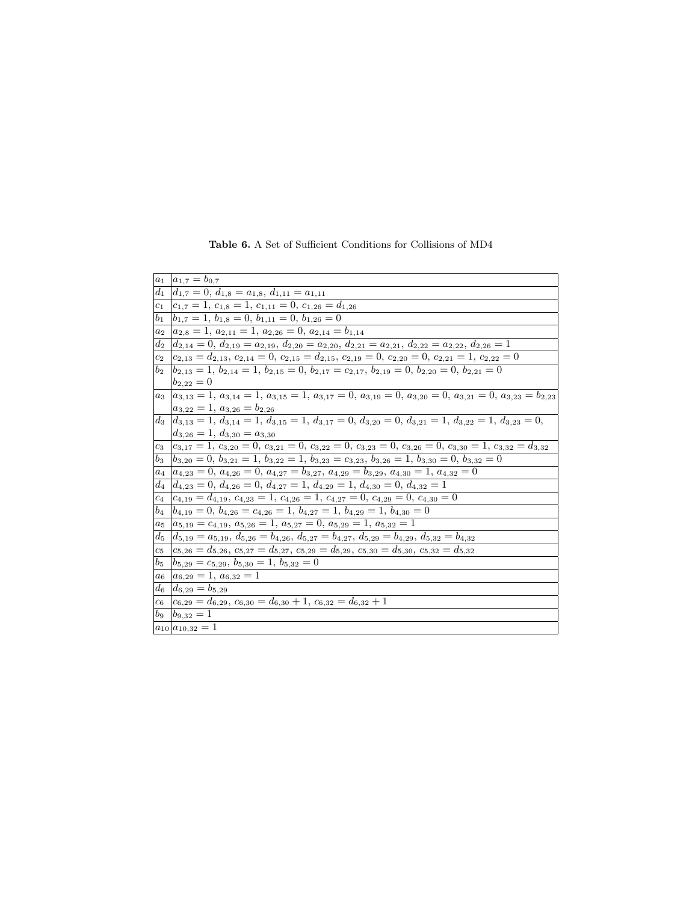**Table 6.** A Set of Sufficient Conditions for Collisions of MD4

| | |
|---|---|
| $a_1$ | $a_{1,7} = b_{0,7}$ |
| $d_1$ | $d_{1,7} = 0$, $d_{1,8} = a_{1,8}$, $d_{1,11} = a_{1,11}$ |
| $c_1$ | $c_{1,7} = 1$, $c_{1,8} = 1$, $c_{1,11} = 0$, $c_{1,26} = d_{1,26}$ |
| $b_1$ | $b_{1,7} = 1$, $b_{1,8} = 0$, $b_{1,11} = 0$, $b_{1,26} = 0$ |
| $a_2$ | $a_{2,8} = 1$, $a_{2,11} = 1$, $a_{2,26} = 0$, $a_{2,14} = b_{1,14}$ |
| $d_2$ | $d_{2,14} = 0$, $d_{2,19} = a_{2,19}$, $d_{2,20} = a_{2,20}$, $d_{2,21} = a_{2,21}$, $d_{2,22} = a_{2,22}$, $d_{2,26} = 1$ |
| $c_2$ | $c_{2,13} = d_{2,13}$, $c_{2,14} = 0$, $c_{2,15} = d_{2,15}$, $c_{2,19} = 0$, $c_{2,20} = 0$, $c_{2,21} = 1$, $c_{2,22} = 0$ |
| $b_2$ | $b_{2,13} = 1$, $b_{2,14} = 1$, $b_{2,15} = 0$, $b_{2,17} = c_{2,17}$, $b_{2,19} = 0$, $b_{2,20} = 0$, $b_{2,21} = 0$ $b_{2,22} = 0$ |
| $a_3$ | $a_{3,13} = 1$, $a_{3,14} = 1$, $a_{3,15} = 1$, $a_{3,17} = 0$, $a_{3,19} = 0$, $a_{3,20} = 0$, $a_{3,21} = 0$, $a_{3,23} = b_{2,23}$ $a_{3,22} = 1$, $a_{3,26} = b_{2,26}$ |
| $d_3$ | $d_{3,13} = 1$, $d_{3,14} = 1$, $d_{3,15} = 1$, $d_{3,17} = 0$, $d_{3,20} = 0$, $d_{3,21} = 1$, $d_{3,22} = 1$, $d_{3,23} = 0$, $d_{3,26} = 1$, $d_{3,30} = a_{3,30}$ |
| $c_3$ | $c_{3,17} = 1$, $c_{3,20} = 0$, $c_{3,21} = 0$, $c_{3,22} = 0$, $c_{3,23} = 0$, $c_{3,26} = 0$, $c_{3,30} = 1$, $c_{3,32} = d_{3,32}$ |
| $b_3$ | $b_{3,20} = 0$, $b_{3,21} = 1$, $b_{3,22} = 1$, $b_{3,23} = c_{3,23}$, $b_{3,26} = 1$, $b_{3,30} = 0$, $b_{3,32} = 0$ |
| $a_4$ | $a_{4,23} = 0$, $a_{4,26} = 0$, $a_{4,27} = b_{3,27}$, $a_{4,29} = b_{3,29}$, $a_{4,30} = 1$, $a_{4,32} = 0$ |
| $d_4$ | $d_{4,23} = 0$, $d_{4,26} = 0$, $d_{4,27} = 1$, $d_{4,29} = 1$, $d_{4,30} = 0$, $d_{4,32} = 1$ |
| $c_4$ | $c_{4,19} = d_{4,19}$, $c_{4,23} = 1$, $c_{4,26} = 1$, $c_{4,27} = 0$, $c_{4,29} = 0$, $c_{4,30} = 0$ |
| $b_4$ | $b_{4,19} = 0$, $b_{4,26} = c_{4,26} = 1$, $b_{4,27} = 1$, $b_{4,29} = 1$, $b_{4,30} = 0$ |
| $a_5$ | $a_{5,19} = c_{4,19}$, $a_{5,26} = 1$, $a_{5,27} = 0$, $a_{5,29} = 1$, $a_{5,32} = 1$ |
| $d_5$ | $d_{5,19} = a_{5,19}$, $d_{5,26} = b_{4,26}$, $d_{5,27} = b_{4,27}$, $d_{5,29} = b_{4,29}$, $d_{5,32} = b_{4,32}$ |
| $c_5$ | $c_{5,26} = d_{5,26}$, $c_{5,27} = d_{5,27}$, $c_{5,29} = d_{5,29}$, $c_{5,30} = d_{5,30}$, $c_{5,32} = d_{5,32}$ |
| $b_5$ | $b_{5,29} = c_{5,29}$, $b_{5,30} = 1$, $b_{5,32} = 0$ |
| $a_6$ | $a_{6,29} = 1$, $a_{6,32} = 1$ |
| $d_6$ | $d_{6,29} = b_{5,29}$ |
| $c_6$ | $c_{6,29} = d_{6,29}$, $c_{6,30} = d_{6,30} + 1$, $c_{6,32} = d_{6,32} + 1$ |
| $b_9$ | $b_{9,32} = 1$ |
| $a_{10}$ | $a_{10,32} = 1$ |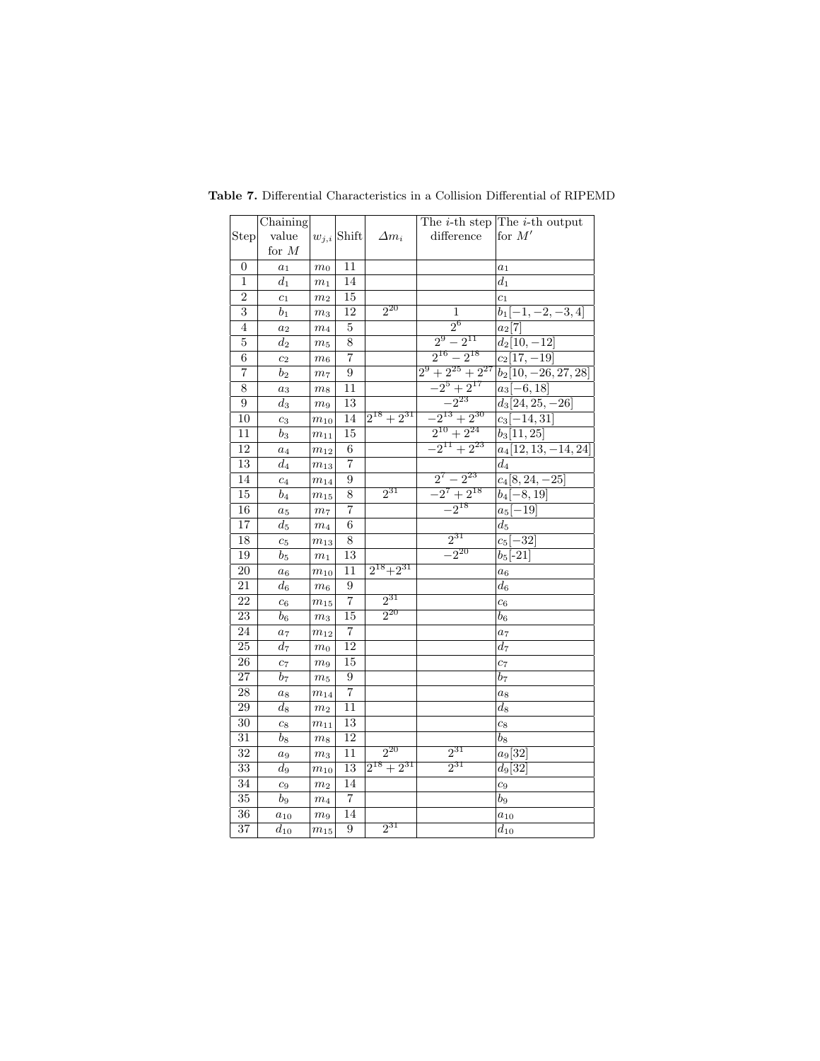**Table 7.** Differential Characteristics in a Collision Differential of RIPEMD

| Step | Chaining value for $M$ | $w_{j,i}$ | Shift | $\Delta m_i$ | The $i$-th step difference | The $i$-th output for $M'$ |
|---|---|---|---|---|---|---|
| 0 | $a_1$ | $m_0$ | 11 | | | $a_1$ |
| 1 | $d_1$ | $m_1$ | 14 | | | $d_1$ |
| 2 | $c_1$ | $m_2$ | 15 | | | $c_1$ |
| 3 | $b_1$ | $m_3$ | 12 | $2^{20}$ | 1 | $b_1[-1,-2,-3,4]$ |
| 4 | $a_2$ | $m_4$ | 5 | | $2^6$ | $a_2[7]$ |
| 5 | $d_2$ | $m_5$ | 8 | | $2^9-2^{11}$ | $d_2[10,-12]$ |
| 6 | $c_2$ | $m_6$ | 7 | | $2^{16}-2^{18}$ | $c_2[17,-19]$ |
| 7 | $b_2$ | $m_7$ | 9 | | $2^9+2^{25}+2^{27}$ | $b_2[10,-26,27,28]$ |
| 8 | $a_3$ | $m_8$ | 11 | | $-2^5+2^{17}$ | $a_3[-6,18]$ |
| 9 | $d_3$ | $m_9$ | 13 | | $-2^{23}$ | $d_3[24,25,-26]$ |
| 10 | $c_3$ | $m_{10}$ | 14 | $2^{18}+2^{31}$ | $-2^{13}+2^{30}$ | $c_3[-14,31]$ |
| 11 | $b_3$ | $m_{11}$ | 15 | | $2^{10}+2^{24}$ | $b_3[11,25]$ |
| 12 | $a_4$ | $m_{12}$ | 6 | | $-2^{11}+2^{23}$ | $a_4[12,13,-14,24]$ |
| 13 | $d_4$ | $m_{13}$ | 7 | | | $d_4$ |
| 14 | $c_4$ | $m_{14}$ | 9 | | $2^7-2^{23}$ | $c_4[8,24,-25]$ |
| 15 | $b_4$ | $m_{15}$ | 8 | $2^{31}$ | $-2^7+2^{18}$ | $b_4[-8,19]$ |
| 16 | $a_5$ | $m_7$ | 7 | | $-2^{18}$ | $a_5[-19]$ |
| 17 | $d_5$ | $m_4$ | 6 | | | $d_5$ |
| 18 | $c_5$ | $m_{13}$ | 8 | | $2^{31}$ | $c_5[-32]$ |
| 19 | $b_5$ | $m_1$ | 13 | | $-2^{20}$ | $b_5[-21]$ |
| 20 | $a_6$ | $m_{10}$ | 11 | $2^{18}+2^{31}$ | | $a_6$ |
| 21 | $d_6$ | $m_6$ | 9 | | | $d_6$ |
| 22 | $c_6$ | $m_{15}$ | 7 | $2^{31}$ | | $c_6$ |
| 23 | $b_6$ | $m_3$ | 15 | $2^{20}$ | | $b_6$ |
| 24 | $a_7$ | $m_{12}$ | 7 | | | $a_7$ |
| 25 | $d_7$ | $m_0$ | 12 | | | $d_7$ |
| 26 | $c_7$ | $m_9$ | 15 | | | $c_7$ |
| 27 | $b_7$ | $m_5$ | 9 | | | $b_7$ |
| 28 | $a_8$ | $m_{14}$ | 7 | | | $a_8$ |
| 29 | $d_8$ | $m_2$ | 11 | | | $d_8$ |
| 30 | $c_8$ | $m_{11}$ | 13 | | | $c_8$ |
| 31 | $b_8$ | $m_8$ | 12 | | | $b_8$ |
| 32 | $a_9$ | $m_3$ | 11 | $2^{20}$ | $2^{31}$ | $a_9[32]$ |
| 33 | $d_9$ | $m_{10}$ | 13 | $2^{18}+2^{31}$ | $2^{31}$ | $d_9[32]$ |
| 34 | $c_9$ | $m_2$ | 14 | | | $c_9$ |
| 35 | $b_9$ | $m_4$ | 7 | | | $b_9$ |
| 36 | $a_{10}$ | $m_9$ | 14 | | | $a_{10}$ |
| 37 | $d_{10}$ | $m_{15}$ | 9 | $2^{31}$ | | $d_{10}$ |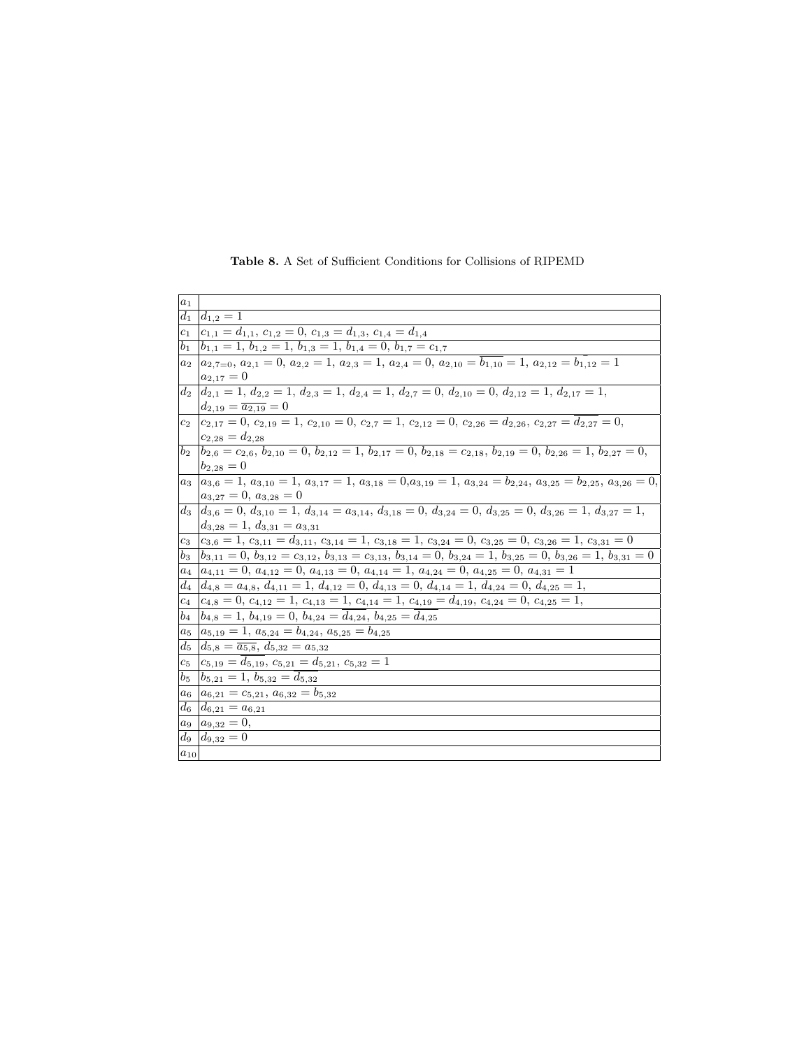**Table 8.** A Set of Sufficient Conditions for Collisions of RIPEMD

| | |
|---|---|
| $a_1$ | |
| $d_1$ | $d_{1,2} = 1$ |
| $c_1$ | $c_{1,1} = d_{1,1}$, $c_{1,2} = 0$, $c_{1,3} = d_{1,3}$, $c_{1,4} = d_{1,4}$ |
| $b_1$ | $b_{1,1} = 1$, $b_{1,2} = 1$, $b_{1,3} = 1$, $b_{1,4} = 0$, $b_{1,7} = c_{1,7}$ |
| $a_2$ | $a_{2,7=0}$, $a_{2,1} = 0$, $a_{2,2} = 1$, $a_{2,3} = 1$, $a_{2,4} = 0$, $a_{2,10} = \overline{b_{1,10}} = 1$, $a_{2,12} = \overline{b_{1,12}} = 1$ $a_{2,17} = 0$ |
| $d_2$ | $d_{2,1} = 1$, $d_{2,2} = 1$, $d_{2,3} = 1$, $d_{2,4} = 1$, $d_{2,7} = 0$, $d_{2,10} = 0$, $d_{2,12} = 1$, $d_{2,17} = 1$, $d_{2,19} = \overline{a_{2,19}} = 0$ |
| $c_2$ | $c_{2,17} = 0$, $c_{2,19} = 1$, $c_{2,10} = 0$, $c_{2,7} = 1$, $c_{2,12} = 0$, $c_{2,26} = d_{2,26}$, $c_{2,27} = \overline{d_{2,27}} = 0$, $c_{2,28} = d_{2,28}$ |
| $b_2$ | $b_{2,6} = c_{2,6}$, $b_{2,10} = 0$, $b_{2,12} = 1$, $b_{2,17} = 0$, $b_{2,18} = c_{2,18}$, $b_{2,19} = 0$, $b_{2,26} = 1$, $b_{2,27} = 0$, $b_{2,28} = 0$ |
| $a_3$ | $a_{3,6} = 1$, $a_{3,10} = 1$, $a_{3,17} = 1$, $a_{3,18} = 0$,$a_{3,19} = 1$, $a_{3,24} = b_{2,24}$, $a_{3,25} = b_{2,25}$, $a_{3,26} = 0$, $a_{3,27} = 0$, $a_{3,28} = 0$ |
| $d_3$ | $d_{3,6} = 0$, $d_{3,10} = 1$, $d_{3,14} = a_{3,14}$, $d_{3,18} = 0$, $d_{3,24} = 0$, $d_{3,25} = 0$, $d_{3,26} = 1$, $d_{3,27} = 1$, $d_{3,28} = 1$, $d_{3,31} = a_{3,31}$ |
| $c_3$ | $c_{3,6} = 1$, $c_{3,11} = d_{3,11}$, $c_{3,14} = 1$, $c_{3,18} = 1$, $c_{3,24} = 0$, $c_{3,25} = 0$, $c_{3,26} = 1$, $c_{3,31} = 0$ |
| $b_3$ | $b_{3,11} = 0$, $b_{3,12} = c_{3,12}$, $b_{3,13} = c_{3,13}$, $b_{3,14} = 0$, $b_{3,24} = 1$, $b_{3,25} = 0$, $b_{3,26} = 1$, $b_{3,31} = 0$ |
| $a_4$ | $a_{4,11} = 0$, $a_{4,12} = 0$, $a_{4,13} = 0$, $a_{4,14} = 1$, $a_{4,24} = 0$, $a_{4,25} = 0$, $a_{4,31} = 1$ |
| $d_4$ | $d_{4,8} = a_{4,8}$, $d_{4,11} = 1$, $d_{4,12} = 0$, $d_{4,13} = 0$, $d_{4,14} = 1$, $d_{4,24} = 0$, $d_{4,25} = 1$, |
| $c_4$ | $c_{4,8} = 0$, $c_{4,12} = 1$, $c_{4,13} = 1$, $c_{4,14} = 1$, $c_{4,19} = d_{4,19}$, $c_{4,24} = 0$, $c_{4,25} = 1$, |
| $b_4$ | $b_{4,8} = 1$, $b_{4,19} = 0$, $b_{4,24} = \overline{d_{4,24}}$, $b_{4,25} = \overline{d_{4,25}}$ |
| $a_5$ | $a_{5,19} = 1$, $a_{5,24} = b_{4,24}$, $a_{5,25} = b_{4,25}$ |
| $d_5$ | $d_{5,8} = \overline{a_{5,8}}$, $d_{5,32} = a_{5,32}$ |
| $c_5$ | $c_{5,19} = \overline{d_{5,19}}$, $c_{5,21} = \overline{d_{5,21}}$, $c_{5,32} = 1$ |
| $b_5$ | $b_{5,21} = 1$, $b_{5,32} = \overline{d_{5,32}}$ |
| $a_6$ | $a_{6,21} = c_{5,21}$, $a_{6,32} = b_{5,32}$ |
| $d_6$ | $d_{6,21} = a_{6,21}$ |
| $a_9$ | $a_{9,32} = 0$, |
| $d_9$ | $d_{9,32} = 0$ |
| $a_{10}$ | |